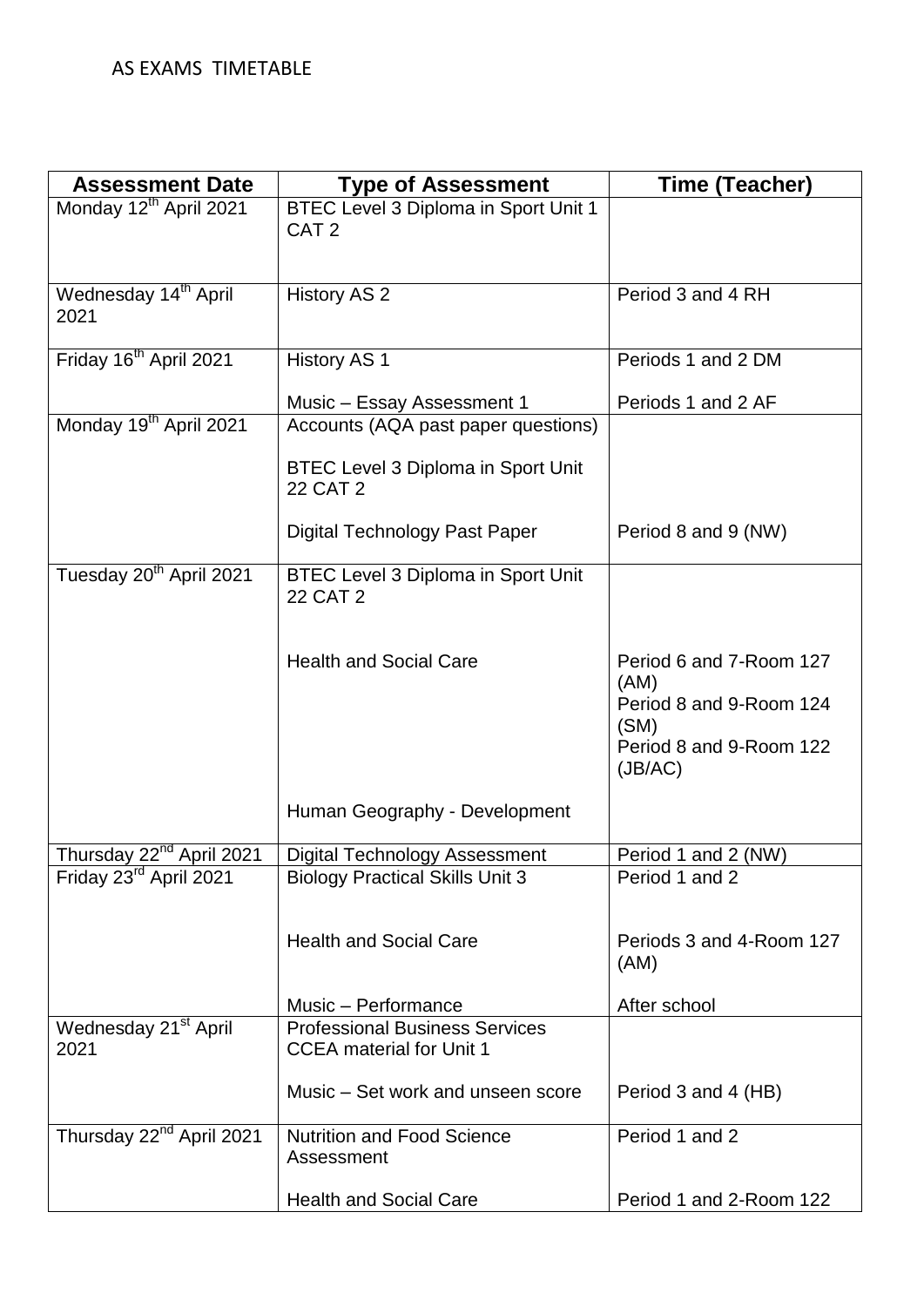AS EXAMS TIMETABLE

| Assessment Date | Type of Assessment | Time (Teacher) |
|---|---|---|
| Monday 12th April 2021 | BTEC Level 3 Diploma in Sport Unit 1 CAT 2 | |
| Wednesday 14th April 2021 | History AS 2 | Period 3 and 4 RH |
| Friday 16th April 2021 | History AS 1<br><br>Music – Essay Assessment 1 | Periods 1 and 2 DM<br><br>Periods 1 and 2 AF |
| Monday 19th April 2021 | Accounts (AQA past paper questions)<br><br>BTEC Level 3 Diploma in Sport Unit 22 CAT 2<br><br>Digital Technology Past Paper | <br><br><br><br>Period 8 and 9 (NW) |
| Tuesday 20th April 2021 | BTEC Level 3 Diploma in Sport Unit 22 CAT 2<br><br>Health and Social Care<br><br>Human Geography - Development | <br><br>Period 6 and 7-Room 127 (AM)<br>Period 8 and 9-Room 124 (SM)<br>Period 8 and 9-Room 122 (JB/AC) |
| Thursday 22nd April 2021 | Digital Technology Assessment | Period 1 and 2 (NW) |
| Friday 23rd April 2021 | Biology Practical Skills Unit 3<br><br>Health and Social Care<br><br>Music – Performance | Period 1 and 2<br><br>Periods 3 and 4-Room 127 (AM)<br><br>After school |
| Wednesday 21st April 2021 | Professional Business Services CCEA material for Unit 1<br><br>Music – Set work and unseen score | <br><br>Period 3 and 4 (HB) |
| Thursday 22nd April 2021 | Nutrition and Food Science Assessment<br><br>Health and Social Care | Period 1 and 2<br><br>Period 1 and 2-Room 122 |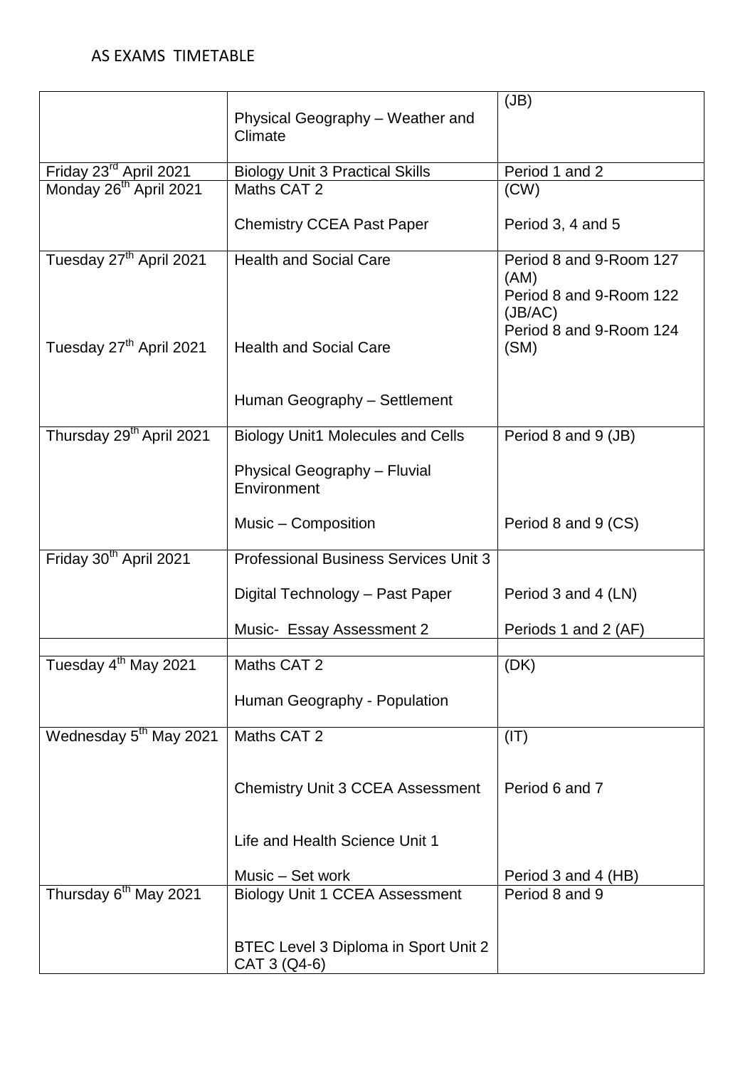AS EXAMS TIMETABLE

| | | |
|---|---|---|
| | Physical Geography – Weather and Climate | (JB) |
| Friday 23rd April 2021 | Biology Unit 3 Practical Skills | Period 1 and 2 |
| Monday 26th April 2021 | Maths CAT 2<br><br>Chemistry CCEA Past Paper | (CW)<br><br>Period 3, 4 and 5 |
| Tuesday 27th April 2021<br><br>Tuesday 27th April 2021 | Health and Social Care<br><br>Health and Social Care<br><br>Human Geography – Settlement | Period 8 and 9-Room 127 (AM)<br>Period 8 and 9-Room 122 (JB/AC)<br>Period 8 and 9-Room 124 (SM) |
| Thursday 29th April 2021 | Biology Unit1 Molecules and Cells<br><br>Physical Geography – Fluvial Environment<br><br>Music – Composition | Period 8 and 9 (JB)<br><br><br><br>Period 8 and 9 (CS) |
| Friday 30th April 2021 | Professional Business Services Unit 3<br><br>Digital Technology – Past Paper<br><br>Music- Essay Assessment 2 | <br><br>Period 3 and 4 (LN)<br><br>Periods 1 and 2 (AF) |
| | | |
| Tuesday 4th May 2021 | Maths CAT 2<br><br>Human Geography - Population | (DK) |
| Wednesday 5th May 2021 | Maths CAT 2<br><br>Chemistry Unit 3 CCEA Assessment<br><br>Life and Health Science Unit 1<br><br>Music – Set work | (IT)<br><br>Period 6 and 7<br><br><br><br>Period 3 and 4 (HB) |
| Thursday 6th May 2021 | Biology Unit 1 CCEA Assessment<br><br>BTEC Level 3 Diploma in Sport Unit 2 CAT 3 (Q4-6) | Period 8 and 9 |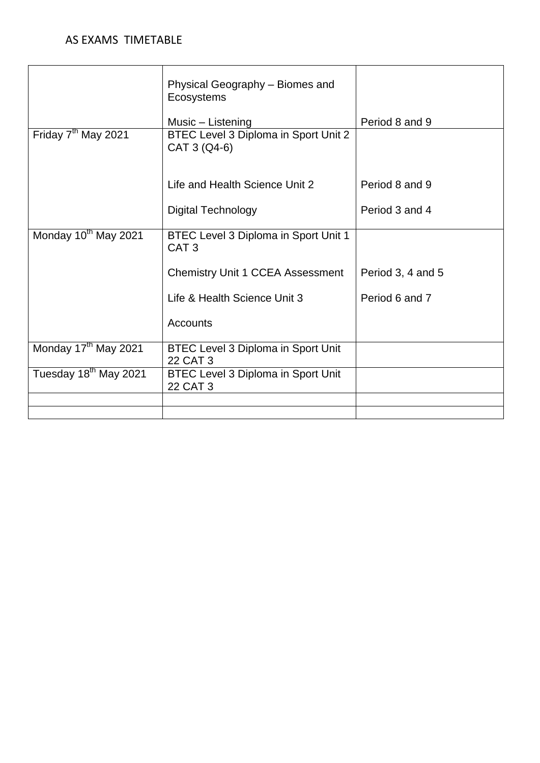AS EXAMS TIMETABLE

| | | |
|---|---|---|
| | Physical Geography – Biomes and Ecosystems<br><br>Music – Listening | Period 8 and 9 |
| Friday 7th May 2021 | BTEC Level 3 Diploma in Sport Unit 2 CAT 3 (Q4-6)<br><br>Life and Health Science Unit 2<br><br>Digital Technology | <br><br>Period 8 and 9<br><br>Period 3 and 4 |
| Monday 10th May 2021 | BTEC Level 3 Diploma in Sport Unit 1 CAT 3<br><br>Chemistry Unit 1 CCEA Assessment<br><br>Life & Health Science Unit 3<br><br>Accounts | <br><br>Period 3, 4 and 5<br><br>Period 6 and 7 |
| Monday 17th May 2021 | BTEC Level 3 Diploma in Sport Unit 22 CAT 3 | |
| Tuesday 18th May 2021 | BTEC Level 3 Diploma in Sport Unit 22 CAT 3 | |
| | | |
| | | |